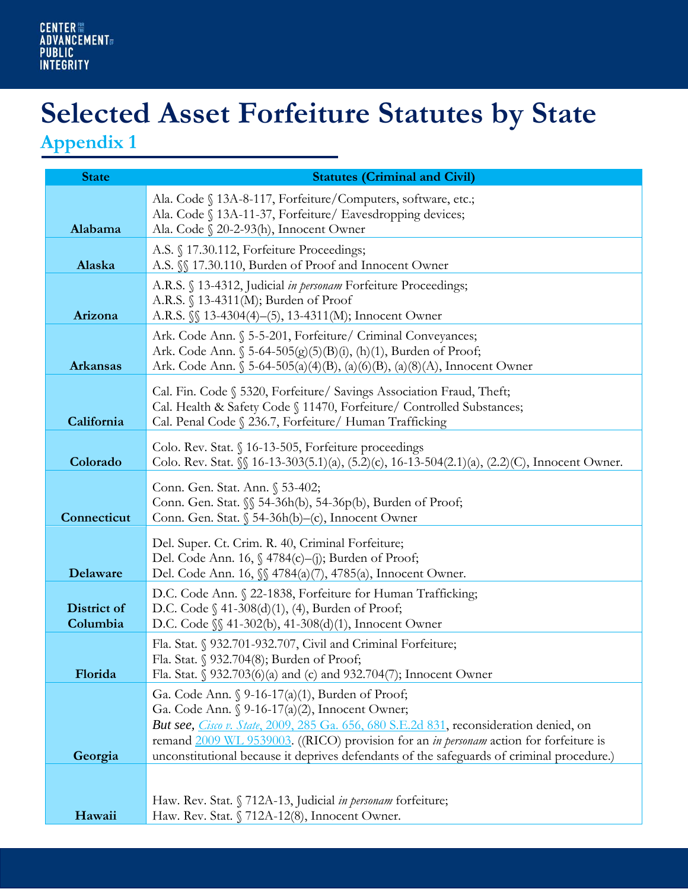CENTER FOR THE ADVANCEMENT OF PUBLIC INTEGRITY

# Selected Asset Forfeiture Statutes by State

## Appendix 1

| State | Statutes (Criminal and Civil) |
|---|---|
| **Alabama** | Ala. Code § 13A-8-117, Forfeiture/Computers, software, etc.;<br>Ala. Code § 13A-11-37, Forfeiture/ Eavesdropping devices;<br>Ala. Code § 20-2-93(h), Innocent Owner |
| **Alaska** | A.S. § 17.30.112, Forfeiture Proceedings;<br>A.S. §§ 17.30.110, Burden of Proof and Innocent Owner |
| **Arizona** | A.R.S. § 13-4312, Judicial *in personam* Forfeiture Proceedings;<br>A.R.S. § 13-4311(M); Burden of Proof<br>A.R.S. §§ 13-4304(4)–(5), 13-4311(M); Innocent Owner |
| **Arkansas** | Ark. Code Ann. § 5-5-201, Forfeiture/ Criminal Conveyances;<br>Ark. Code Ann. § 5-64-505(g)(5)(B)(i), (h)(1), Burden of Proof;<br>Ark. Code Ann. § 5-64-505(a)(4)(B), (a)(6)(B), (a)(8)(A), Innocent Owner |
| **California** | Cal. Fin. Code § 5320, Forfeiture/ Savings Association Fraud, Theft;<br>Cal. Health & Safety Code § 11470, Forfeiture/ Controlled Substances;<br>Cal. Penal Code § 236.7, Forfeiture/ Human Trafficking |
| **Colorado** | Colo. Rev. Stat. § 16-13-505, Forfeiture proceedings<br>Colo. Rev. Stat. §§ 16-13-303(5.1)(a), (5.2)(c), 16-13-504(2.1)(a), (2.2)(C), Innocent Owner. |
| **Connecticut** | Conn. Gen. Stat. Ann. § 53-402;<br>Conn. Gen. Stat. §§ 54-36h(b), 54-36p(b), Burden of Proof;<br>Conn. Gen. Stat. § 54-36h(b)–(c), Innocent Owner |
| **Delaware** | Del. Super. Ct. Crim. R. 40, Criminal Forfeiture;<br>Del. Code Ann. 16, § 4784(c)–(j); Burden of Proof;<br>Del. Code Ann. 16, §§ 4784(a)(7), 4785(a), Innocent Owner. |
| **District of Columbia** | D.C. Code Ann. § 22-1838, Forfeiture for Human Trafficking;<br>D.C. Code § 41-308(d)(1), (4), Burden of Proof;<br>D.C. Code §§ 41-302(b), 41-308(d)(1), Innocent Owner |
| **Florida** | Fla. Stat. § 932.701-932.707, Civil and Criminal Forfeiture;<br>Fla. Stat. § 932.704(8); Burden of Proof;<br>Fla. Stat. § 932.703(6)(a) and (c) and 932.704(7); Innocent Owner |
| **Georgia** | Ga. Code Ann. § 9-16-17(a)(1), Burden of Proof;<br>Ga. Code Ann. § 9-16-17(a)(2), Innocent Owner;<br>***But see,*** *Cisco v. State*, 2009, 285 Ga. 656, 680 S.E.2d 831, reconsideration denied, on remand 2009 WL 9539003. ((RICO) provision for an *in personam* action for forfeiture is unconstitutional because it deprives defendants of the safeguards of criminal procedure.) |
| **Hawaii** | Haw. Rev. Stat. § 712A-13, Judicial *in personam* forfeiture;<br>Haw. Rev. Stat. § 712A-12(8), Innocent Owner. |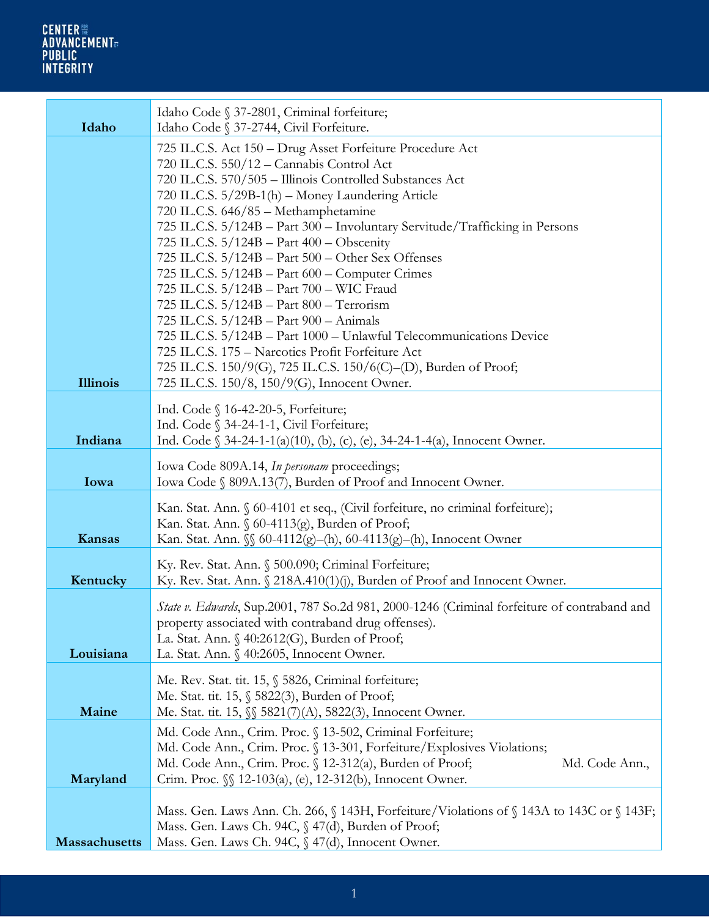| | |
|---|---|
| **Idaho** | Idaho Code § 37-2801, Criminal forfeiture;<br>Idaho Code § 37-2744, Civil Forfeiture. |
| **Illinois** | 725 IL.C.S. Act 150 – Drug Asset Forfeiture Procedure Act<br>720 IL.C.S. 550/12 – Cannabis Control Act<br>720 IL.C.S. 570/505 – Illinois Controlled Substances Act<br>720 IL.C.S. 5/29B-1(h) – Money Laundering Article<br>720 IL.C.S. 646/85 – Methamphetamine<br>725 IL.C.S. 5/124B – Part 300 – Involuntary Servitude/Trafficking in Persons<br>725 IL.C.S. 5/124B – Part 400 – Obscenity<br>725 IL.C.S. 5/124B – Part 500 – Other Sex Offenses<br>725 IL.C.S. 5/124B – Part 600 – Computer Crimes<br>725 IL.C.S. 5/124B – Part 700 – WIC Fraud<br>725 IL.C.S. 5/124B – Part 800 – Terrorism<br>725 IL.C.S. 5/124B – Part 900 – Animals<br>725 IL.C.S. 5/124B – Part 1000 – Unlawful Telecommunications Device<br>725 IL.C.S. 175 – Narcotics Profit Forfeiture Act<br>725 IL.C.S. 150/9(G), 725 IL.C.S. 150/6(C)–(D), Burden of Proof;<br>725 IL.C.S. 150/8, 150/9(G), Innocent Owner. |
| **Indiana** | Ind. Code § 16-42-20-5, Forfeiture;<br>Ind. Code § 34-24-1-1, Civil Forfeiture;<br>Ind. Code § 34-24-1-1(a)(10), (b), (c), (e), 34-24-1-4(a), Innocent Owner. |
| **Iowa** | Iowa Code 809A.14, *In personam* proceedings;<br>Iowa Code § 809A.13(7), Burden of Proof and Innocent Owner. |
| **Kansas** | Kan. Stat. Ann. § 60-4101 et seq., (Civil forfeiture, no criminal forfeiture);<br>Kan. Stat. Ann. § 60-4113(g), Burden of Proof;<br>Kan. Stat. Ann. §§ 60-4112(g)–(h), 60-4113(g)–(h), Innocent Owner |
| **Kentucky** | Ky. Rev. Stat. Ann. § 500.090; Criminal Forfeiture;<br>Ky. Rev. Stat. Ann. § 218A.410(1)(j), Burden of Proof and Innocent Owner. |
| **Louisiana** | *State v. Edwards*, Sup.2001, 787 So.2d 981, 2000-1246 (Criminal forfeiture of contraband and property associated with contraband drug offenses).<br>La. Stat. Ann. § 40:2612(G), Burden of Proof;<br>La. Stat. Ann. § 40:2605, Innocent Owner. |
| **Maine** | Me. Rev. Stat. tit. 15, § 5826, Criminal forfeiture;<br>Me. Stat. tit. 15, § 5822(3), Burden of Proof;<br>Me. Stat. tit. 15, §§ 5821(7)(A), 5822(3), Innocent Owner. |
| **Maryland** | Md. Code Ann., Crim. Proc. § 13-502, Criminal Forfeiture;<br>Md. Code Ann., Crim. Proc. § 13-301, Forfeiture/Explosives Violations;<br>Md. Code Ann., Crim. Proc. § 12-312(a), Burden of Proof; Md. Code Ann., Crim. Proc. §§ 12-103(a), (e), 12-312(b), Innocent Owner. |
| **Massachusetts** | Mass. Gen. Laws Ann. Ch. 266, § 143H, Forfeiture/Violations of § 143A to 143C or § 143F;<br>Mass. Gen. Laws Ch. 94C, § 47(d), Burden of Proof;<br>Mass. Gen. Laws Ch. 94C, § 47(d), Innocent Owner. |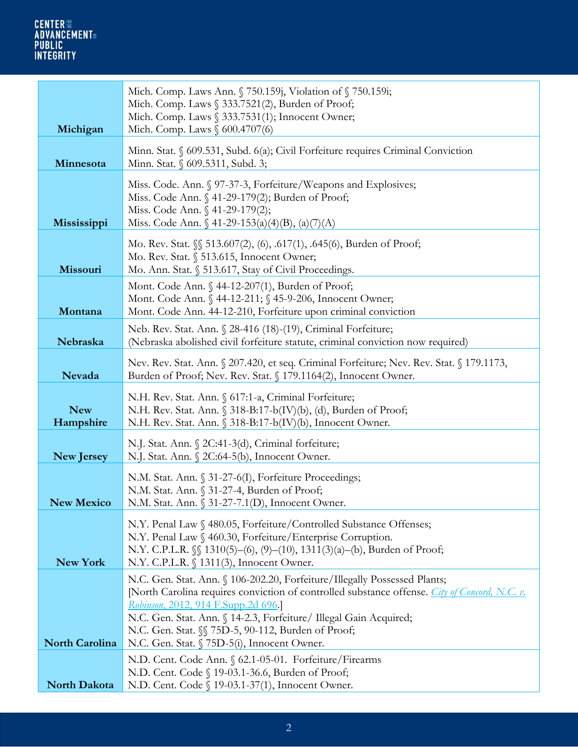| | |
|---|---|
| **Michigan** | Mich. Comp. Laws Ann. § 750.159j, Violation of § 750.159i;<br>Mich. Comp. Laws § 333.7521(2), Burden of Proof;<br>Mich. Comp. Laws § 333.7531(1); Innocent Owner;<br>Mich. Comp. Laws § 600.4707(6) |
| **Minnesota** | Minn. Stat. § 609.531, Subd. 6(a); Civil Forfeiture requires Criminal Conviction<br>Minn. Stat. § 609.5311, Subd. 3; |
| **Mississippi** | Miss. Code. Ann. § 97-37-3, Forfeiture/Weapons and Explosives;<br>Miss. Code Ann. § 41-29-179(2); Burden of Proof;<br>Miss. Code Ann. § 41-29-179(2);<br>Miss. Code Ann. § 41-29-153(a)(4)(B), (a)(7)(A) |
| **Missouri** | Mo. Rev. Stat. §§ 513.607(2), (6), .617(1), .645(6), Burden of Proof;<br>Mo. Rev. Stat. § 513.615, Innocent Owner;<br>Mo. Ann. Stat. § 513.617, Stay of Civil Proceedings. |
| **Montana** | Mont. Code Ann. § 44-12-207(1), Burden of Proof;<br>Mont. Code Ann. § 44-12-211; § 45-9-206, Innocent Owner;<br>Mont. Code Ann. 44-12-210, Forfeiture upon criminal conviction |
| **Nebraska** | Neb. Rev. Stat. Ann. § 28-416 (18)-(19), Criminal Forfeiture;<br>(Nebraska abolished civil forfeiture statute, criminal conviction now required) |
| **Nevada** | Nev. Rev. Stat. Ann. § 207.420, et seq. Criminal Forfeiture; Nev. Rev. Stat. § 179.1173, Burden of Proof; Nev. Rev. Stat. § 179.1164(2), Innocent Owner. |
| **New Hampshire** | N.H. Rev. Stat. Ann. § 617:1-a, Criminal Forfeiture;<br>N.H. Rev. Stat. Ann. § 318-B:17-b(IV)(b), (d), Burden of Proof;<br>N.H. Rev. Stat. Ann. § 318-B:17-b(IV)(b), Innocent Owner. |
| **New Jersey** | N.J. Stat. Ann. § 2C:41-3(d), Criminal forfeiture;<br>N.J. Stat. Ann. § 2C:64-5(b), Innocent Owner. |
| **New Mexico** | N.M. Stat. Ann. § 31-27-6(I), Forfeiture Proceedings;<br>N.M. Stat. Ann. § 31-27-4, Burden of Proof;<br>N.M. Stat. Ann. § 31-27-7.1(D), Innocent Owner. |
| **New York** | N.Y. Penal Law § 480.05, Forfeiture/Controlled Substance Offenses;<br>N.Y. Penal Law § 460.30, Forfeiture/Enterprise Corruption.<br>N.Y. C.P.L.R. §§ 1310(5)–(6), (9)–(10), 1311(3)(a)–(b), Burden of Proof;<br>N.Y. C.P.L.R. § 1311(3), Innocent Owner. |
| **North Carolina** | N.C. Gen. Stat. Ann. § 106-202.20, Forfeiture/Illegally Possessed Plants;<br>[North Carolina requires conviction of controlled substance offense. *City of Concord, N.C. v. Robinson*, 2012, 914 F.Supp.2d 696.]<br>N.C. Gen. Stat. Ann. § 14-2.3, Forfeiture/ Illegal Gain Acquired;<br>N.C. Gen. Stat. §§ 75D-5, 90-112, Burden of Proof;<br>N.C. Gen. Stat. § 75D-5(i), Innocent Owner. |
| **North Dakota** | N.D. Cent. Code Ann. § 62.1-05-01. Forfeiture/Firearms<br>N.D. Cent. Code § 19-03.1-36.6, Burden of Proof;<br>N.D. Cent. Code § 19-03.1-37(1), Innocent Owner. |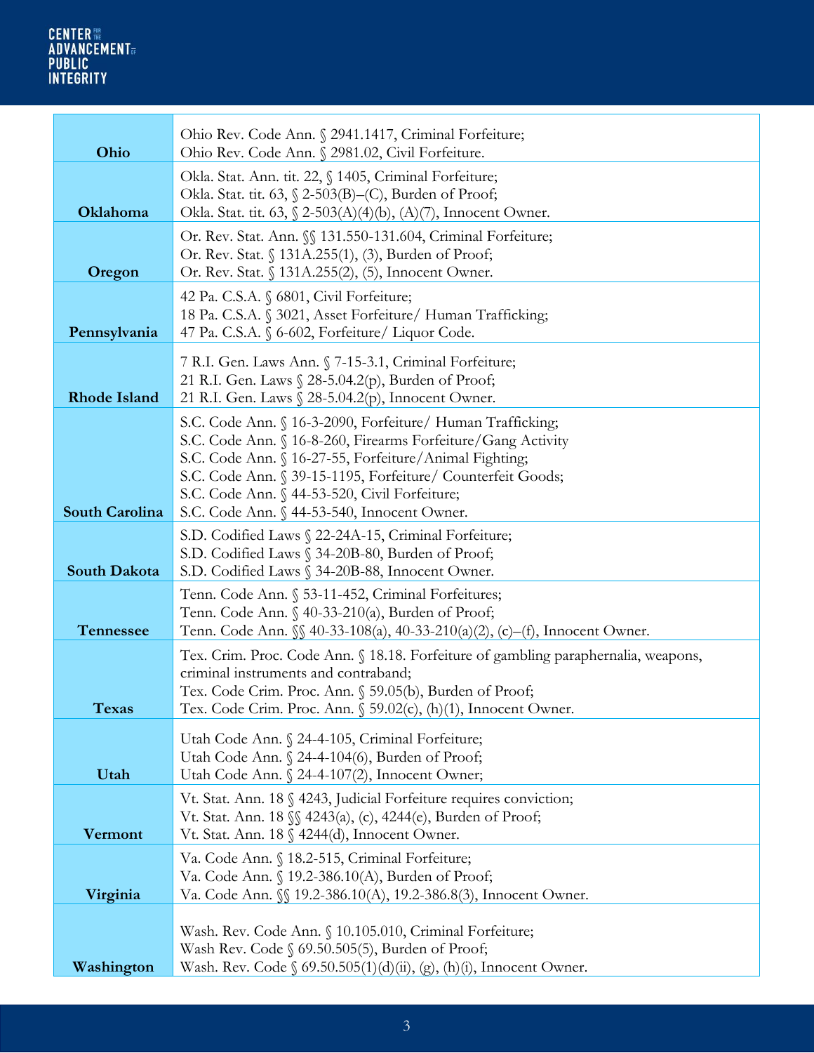| | |
|---|---|
| **Ohio** | Ohio Rev. Code Ann. § 2941.1417, Criminal Forfeiture;<br>Ohio Rev. Code Ann. § 2981.02, Civil Forfeiture. |
| **Oklahoma** | Okla. Stat. Ann. tit. 22, § 1405, Criminal Forfeiture;<br>Okla. Stat. tit. 63, § 2-503(B)–(C), Burden of Proof;<br>Okla. Stat. tit. 63, § 2-503(A)(4)(b), (A)(7), Innocent Owner. |
| **Oregon** | Or. Rev. Stat. Ann. §§ 131.550-131.604, Criminal Forfeiture;<br>Or. Rev. Stat. § 131A.255(1), (3), Burden of Proof;<br>Or. Rev. Stat. § 131A.255(2), (5), Innocent Owner. |
| **Pennsylvania** | 42 Pa. C.S.A. § 6801, Civil Forfeiture;<br>18 Pa. C.S.A. § 3021, Asset Forfeiture/ Human Trafficking;<br>47 Pa. C.S.A. § 6-602, Forfeiture/ Liquor Code. |
| **Rhode Island** | 7 R.I. Gen. Laws Ann. § 7-15-3.1, Criminal Forfeiture;<br>21 R.I. Gen. Laws § 28-5.04.2(p), Burden of Proof;<br>21 R.I. Gen. Laws § 28-5.04.2(p), Innocent Owner. |
| **South Carolina** | S.C. Code Ann. § 16-3-2090, Forfeiture/ Human Trafficking;<br>S.C. Code Ann. § 16-8-260, Firearms Forfeiture/Gang Activity<br>S.C. Code Ann. § 16-27-55, Forfeiture/Animal Fighting;<br>S.C. Code Ann. § 39-15-1195, Forfeiture/ Counterfeit Goods;<br>S.C. Code Ann. § 44-53-520, Civil Forfeiture;<br>S.C. Code Ann. § 44-53-540, Innocent Owner. |
| **South Dakota** | S.D. Codified Laws § 22-24A-15, Criminal Forfeiture;<br>S.D. Codified Laws § 34-20B-80, Burden of Proof;<br>S.D. Codified Laws § 34-20B-88, Innocent Owner. |
| **Tennessee** | Tenn. Code Ann. § 53-11-452, Criminal Forfeitures;<br>Tenn. Code Ann. § 40-33-210(a), Burden of Proof;<br>Tenn. Code Ann. §§ 40-33-108(a), 40-33-210(a)(2), (c)–(f), Innocent Owner. |
| **Texas** | Tex. Crim. Proc. Code Ann. § 18.18. Forfeiture of gambling paraphernalia, weapons, criminal instruments and contraband;<br>Tex. Code Crim. Proc. Ann. § 59.05(b), Burden of Proof;<br>Tex. Code Crim. Proc. Ann. § 59.02(c), (h)(1), Innocent Owner. |
| **Utah** | Utah Code Ann. § 24-4-105, Criminal Forfeiture;<br>Utah Code Ann. § 24-4-104(6), Burden of Proof;<br>Utah Code Ann. § 24-4-107(2), Innocent Owner; |
| **Vermont** | Vt. Stat. Ann. 18 § 4243, Judicial Forfeiture requires conviction;<br>Vt. Stat. Ann. 18 §§ 4243(a), (c), 4244(e), Burden of Proof;<br>Vt. Stat. Ann. 18 § 4244(d), Innocent Owner. |
| **Virginia** | Va. Code Ann. § 18.2-515, Criminal Forfeiture;<br>Va. Code Ann. § 19.2-386.10(A), Burden of Proof;<br>Va. Code Ann. §§ 19.2-386.10(A), 19.2-386.8(3), Innocent Owner. |
| **Washington** | Wash. Rev. Code Ann. § 10.105.010, Criminal Forfeiture;<br>Wash Rev. Code § 69.50.505(5), Burden of Proof;<br>Wash. Rev. Code § 69.50.505(1)(d)(ii), (g), (h)(i), Innocent Owner. |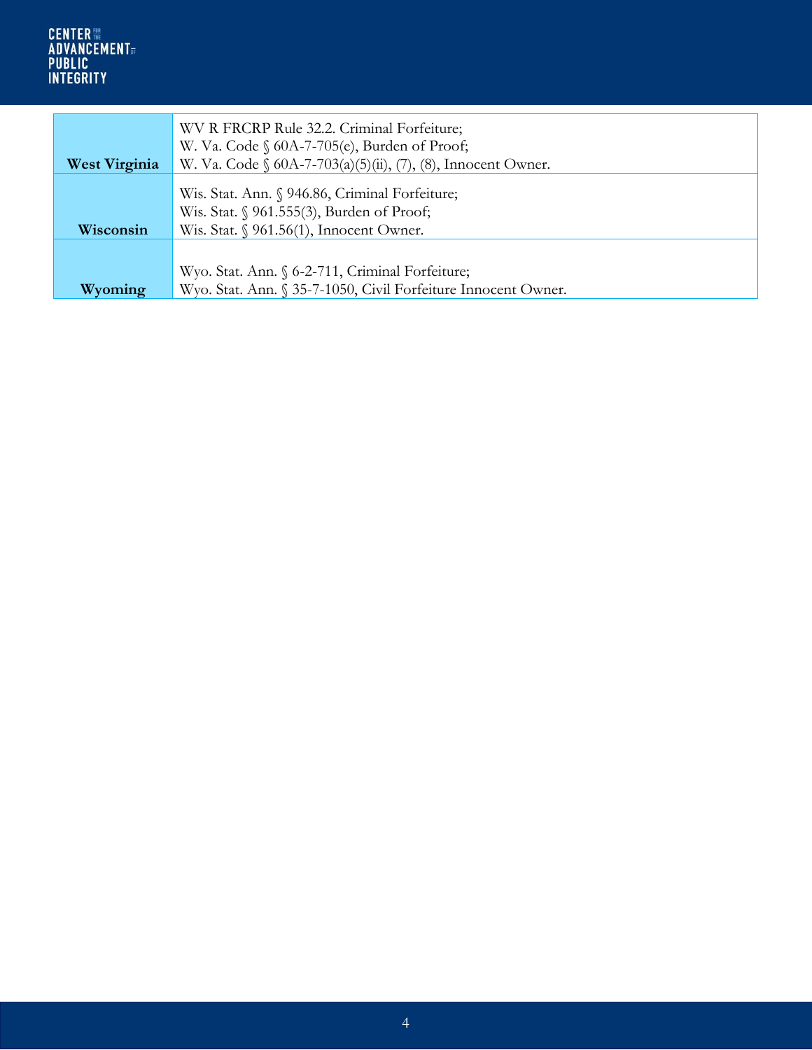| | |
|---|---|
| **West Virginia** | WV R FRCRP Rule 32.2. Criminal Forfeiture;<br>W. Va. Code § 60A-7-705(e), Burden of Proof;<br>W. Va. Code § 60A-7-703(a)(5)(ii), (7), (8), Innocent Owner. |
| **Wisconsin** | Wis. Stat. Ann. § 946.86, Criminal Forfeiture;<br>Wis. Stat. § 961.555(3), Burden of Proof;<br>Wis. Stat. § 961.56(1), Innocent Owner. |
| **Wyoming** | Wyo. Stat. Ann. § 6-2-711, Criminal Forfeiture;<br>Wyo. Stat. Ann. § 35-7-1050, Civil Forfeiture Innocent Owner. |